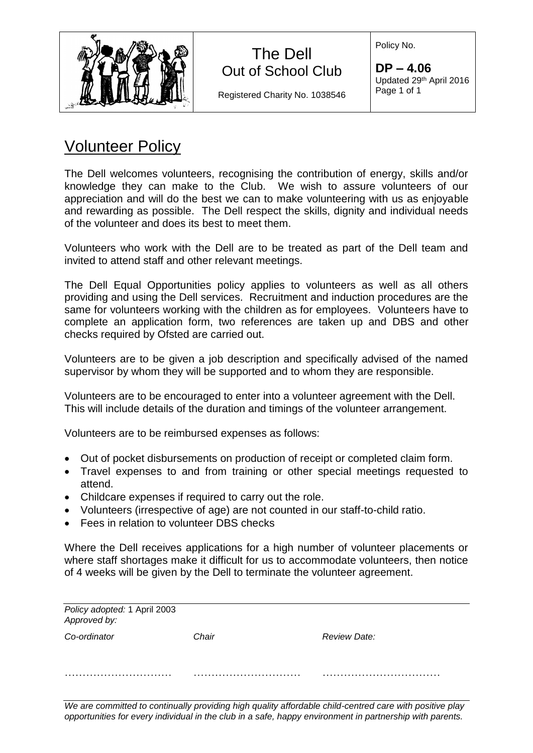| | The Dell Out of School Club | Policy No. |
|---|---|---|
| | Registered Charity No. 1038546 | **DP – 4.06** Updated 29th April 2016 |

# Volunteer Policy

The Dell welcomes volunteers, recognising the contribution of energy, skills and/or knowledge they can make to the Club. We wish to assure volunteers of our appreciation and will do the best we can to make volunteering with us as enjoyable and rewarding as possible. The Dell respect the skills, dignity and individual needs of the volunteer and does its best to meet them.

Volunteers who work with the Dell are to be treated as part of the Dell team and invited to attend staff and other relevant meetings.

The Dell Equal Opportunities policy applies to volunteers as well as all others providing and using the Dell services. Recruitment and induction procedures are the same for volunteers working with the children as for employees. Volunteers have to complete an application form, two references are taken up and DBS and other checks required by Ofsted are carried out.

Volunteers are to be given a job description and specifically advised of the named supervisor by whom they will be supported and to whom they are responsible.

Volunteers are to be encouraged to enter into a volunteer agreement with the Dell. This will include details of the duration and timings of the volunteer arrangement.

Volunteers are to be reimbursed expenses as follows:

- Out of pocket disbursements on production of receipt or completed claim form.
- Travel expenses to and from training or other special meetings requested to attend.
- Childcare expenses if required to carry out the role.
- Volunteers (irrespective of age) are not counted in our staff-to-child ratio.
- Fees in relation to volunteer DBS checks

Where the Dell receives applications for a high number of volunteer placements or where staff shortages make it difficult for us to accommodate volunteers, then notice of 4 weeks will be given by the Dell to terminate the volunteer agreement.

*Policy adopted:* 1 April 2003
*Approved by:*

| *Co-ordinator* | *Chair* | *Review Date:* |
|---|---|---|
| ………………………… | ………………………… | …………………………… |

*We are committed to continually providing high quality affordable child-centred care with positive play opportunities for every individual in the club in a safe, happy environment in partnership with parents.*